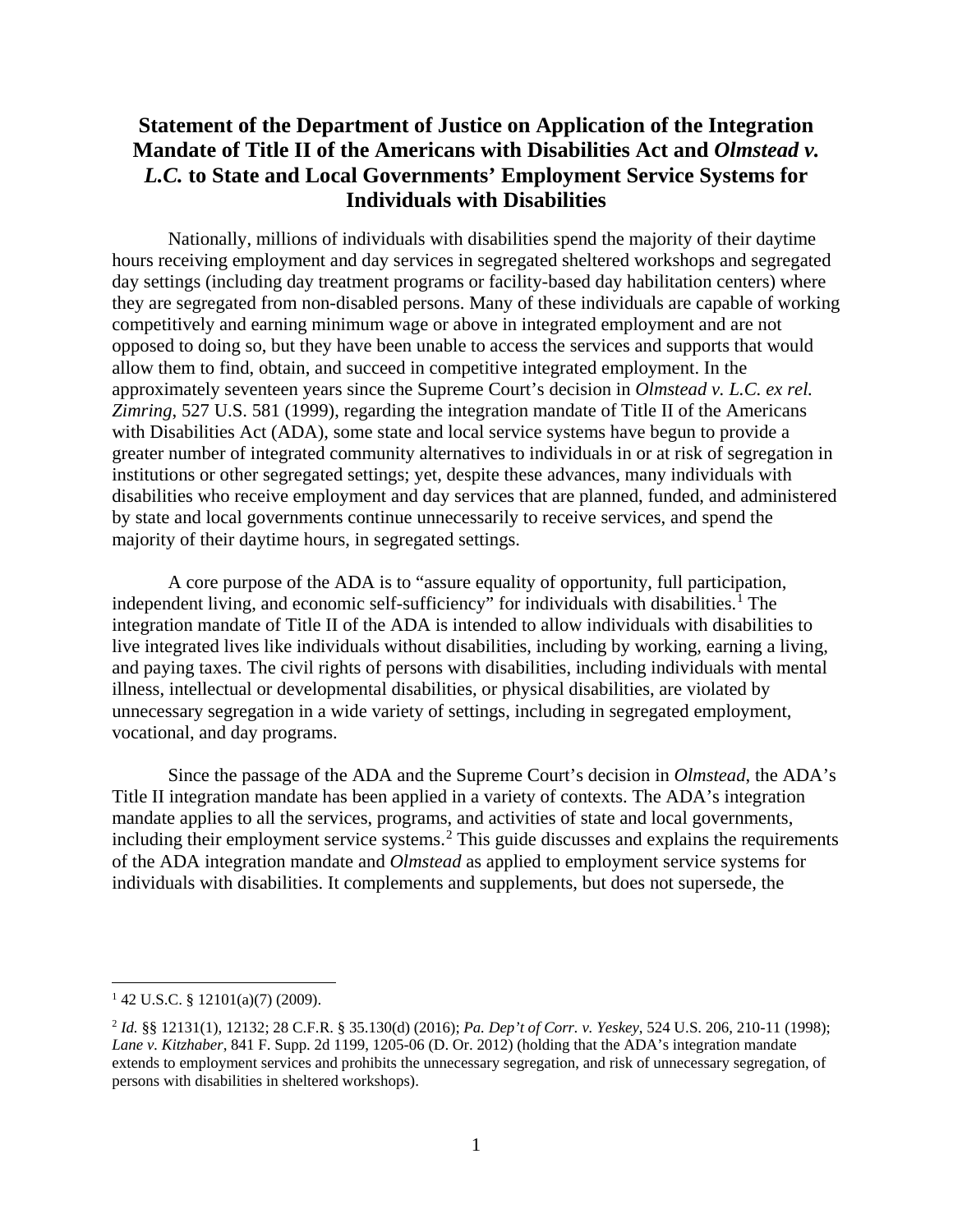# Statement of the Department of Justice on Application of the Integration Mandate of Title II of the Americans with Disabilities Act and *Olmstead v. L.C.* to State and Local Governments' Employment Service Systems for Individuals with Disabilities

Nationally, millions of individuals with disabilities spend the majority of their daytime hours receiving employment and day services in segregated sheltered workshops and segregated day settings (including day treatment programs or facility-based day habilitation centers) where they are segregated from non-disabled persons. Many of these individuals are capable of working competitively and earning minimum wage or above in integrated employment and are not opposed to doing so, but they have been unable to access the services and supports that would allow them to find, obtain, and succeed in competitive integrated employment. In the approximately seventeen years since the Supreme Court's decision in *Olmstead v. L.C. ex rel. Zimring*, 527 U.S. 581 (1999), regarding the integration mandate of Title II of the Americans with Disabilities Act (ADA), some state and local service systems have begun to provide a greater number of integrated community alternatives to individuals in or at risk of segregation in institutions or other segregated settings; yet, despite these advances, many individuals with disabilities who receive employment and day services that are planned, funded, and administered by state and local governments continue unnecessarily to receive services, and spend the majority of their daytime hours, in segregated settings.

A core purpose of the ADA is to "assure equality of opportunity, full participation, independent living, and economic self-sufficiency" for individuals with disabilities.[1] The integration mandate of Title II of the ADA is intended to allow individuals with disabilities to live integrated lives like individuals without disabilities, including by working, earning a living, and paying taxes. The civil rights of persons with disabilities, including individuals with mental illness, intellectual or developmental disabilities, or physical disabilities, are violated by unnecessary segregation in a wide variety of settings, including in segregated employment, vocational, and day programs.

Since the passage of the ADA and the Supreme Court's decision in *Olmstead*, the ADA's Title II integration mandate has been applied in a variety of contexts. The ADA's integration mandate applies to all the services, programs, and activities of state and local governments, including their employment service systems.[2] This guide discusses and explains the requirements of the ADA integration mandate and *Olmstead* as applied to employment service systems for individuals with disabilities. It complements and supplements, but does not supersede, the

---

[1] 42 U.S.C. § 12101(a)(7) (2009).

[2] *Id.* §§ 12131(1), 12132; 28 C.F.R. § 35.130(d) (2016); *Pa. Dep't of Corr. v. Yeskey*, 524 U.S. 206, 210-11 (1998); *Lane v. Kitzhaber*, 841 F. Supp. 2d 1199, 1205-06 (D. Or. 2012) (holding that the ADA's integration mandate extends to employment services and prohibits the unnecessary segregation, and risk of unnecessary segregation, of persons with disabilities in sheltered workshops).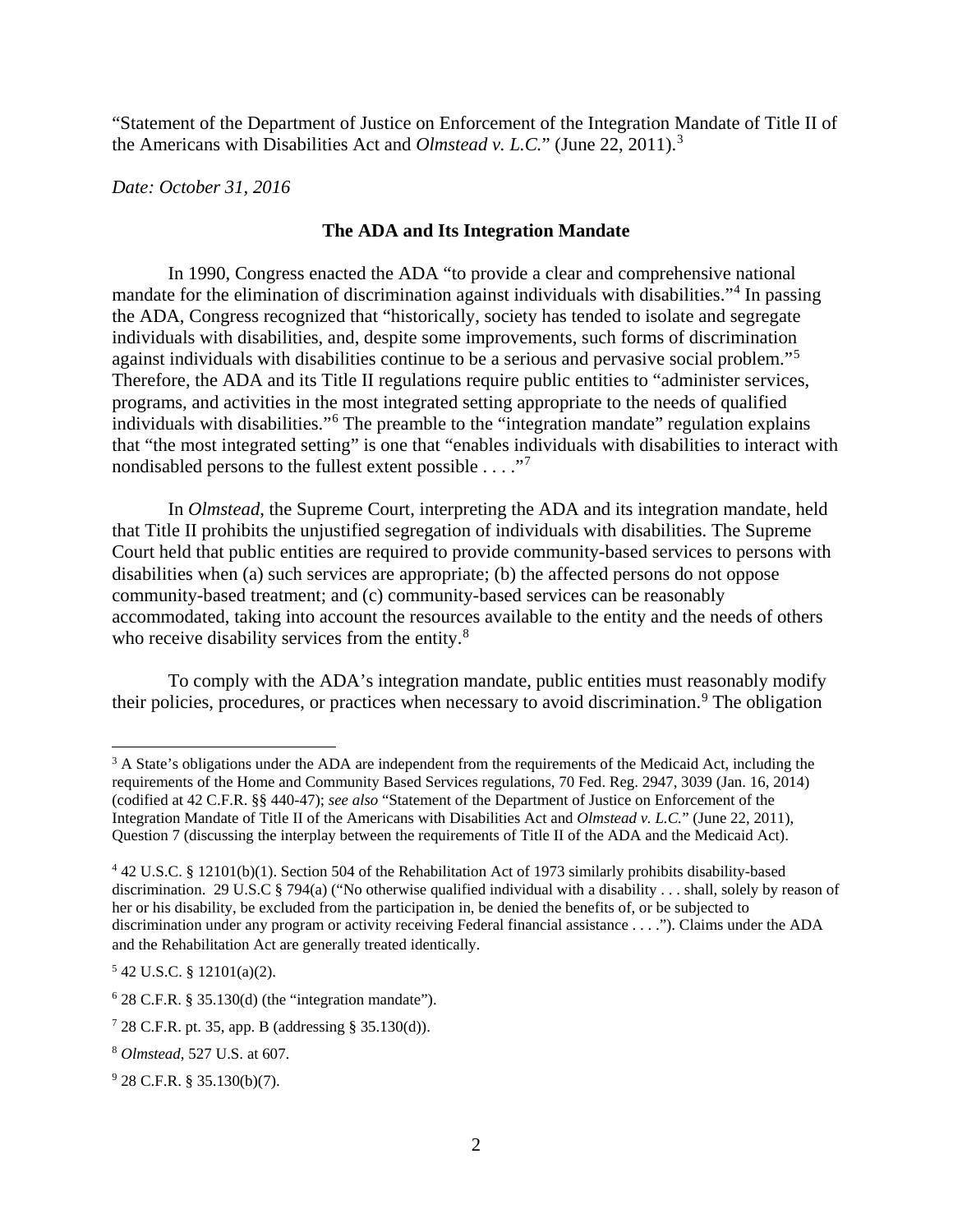"Statement of the Department of Justice on Enforcement of the Integration Mandate of Title II of the Americans with Disabilities Act and *Olmstead v. L.C.*" (June 22, 2011).[3]

*Date: October 31, 2016*

**The ADA and Its Integration Mandate**

In 1990, Congress enacted the ADA "to provide a clear and comprehensive national mandate for the elimination of discrimination against individuals with disabilities."[4] In passing the ADA, Congress recognized that "historically, society has tended to isolate and segregate individuals with disabilities, and, despite some improvements, such forms of discrimination against individuals with disabilities continue to be a serious and pervasive social problem."[5] Therefore, the ADA and its Title II regulations require public entities to "administer services, programs, and activities in the most integrated setting appropriate to the needs of qualified individuals with disabilities."[6] The preamble to the "integration mandate" regulation explains that "the most integrated setting" is one that "enables individuals with disabilities to interact with nondisabled persons to the fullest extent possible . . . ."[7]

In *Olmstead*, the Supreme Court, interpreting the ADA and its integration mandate, held that Title II prohibits the unjustified segregation of individuals with disabilities. The Supreme Court held that public entities are required to provide community-based services to persons with disabilities when (a) such services are appropriate; (b) the affected persons do not oppose community-based treatment; and (c) community-based services can be reasonably accommodated, taking into account the resources available to the entity and the needs of others who receive disability services from the entity.[8]

To comply with the ADA's integration mandate, public entities must reasonably modify their policies, procedures, or practices when necessary to avoid discrimination.[9] The obligation

---

[3] A State's obligations under the ADA are independent from the requirements of the Medicaid Act, including the requirements of the Home and Community Based Services regulations, 70 Fed. Reg. 2947, 3039 (Jan. 16, 2014) (codified at 42 C.F.R. §§ 440-47); *see also* "Statement of the Department of Justice on Enforcement of the Integration Mandate of Title II of the Americans with Disabilities Act and *Olmstead v. L.C.*" (June 22, 2011), Question 7 (discussing the interplay between the requirements of Title II of the ADA and the Medicaid Act).

[4] 42 U.S.C. § 12101(b)(1). Section 504 of the Rehabilitation Act of 1973 similarly prohibits disability-based discrimination. 29 U.S.C § 794(a) ("No otherwise qualified individual with a disability . . . shall, solely by reason of her or his disability, be excluded from the participation in, be denied the benefits of, or be subjected to discrimination under any program or activity receiving Federal financial assistance . . . ."). Claims under the ADA and the Rehabilitation Act are generally treated identically.

[5] 42 U.S.C. § 12101(a)(2).

[6] 28 C.F.R. § 35.130(d) (the "integration mandate").

[7] 28 C.F.R. pt. 35, app. B (addressing § 35.130(d)).

[8] *Olmstead*, 527 U.S. at 607.

[9] 28 C.F.R. § 35.130(b)(7).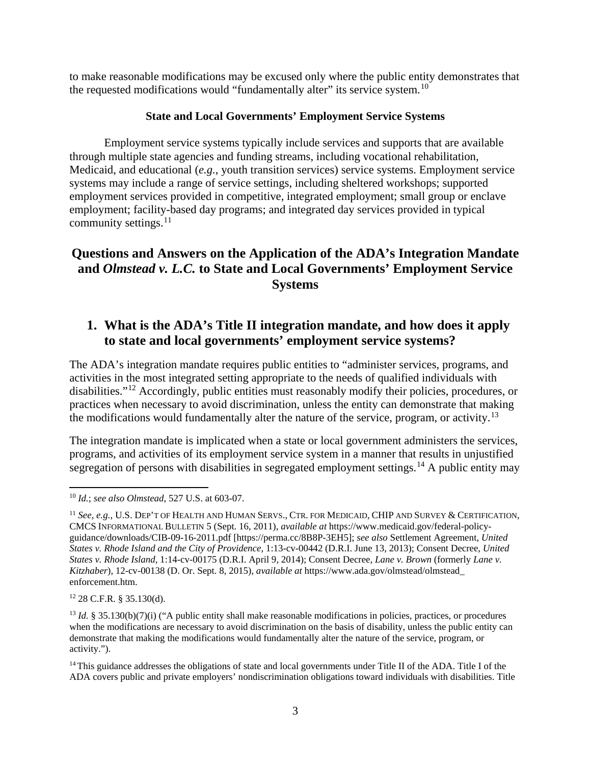to make reasonable modifications may be excused only where the public entity demonstrates that the requested modifications would "fundamentally alter" its service system.[10]

**State and Local Governments' Employment Service Systems**

Employment service systems typically include services and supports that are available through multiple state agencies and funding streams, including vocational rehabilitation, Medicaid, and educational (*e.g.*, youth transition services) service systems. Employment service systems may include a range of service settings, including sheltered workshops; supported employment services provided in competitive, integrated employment; small group or enclave employment; facility-based day programs; and integrated day services provided in typical community settings.[11]

## Questions and Answers on the Application of the ADA's Integration Mandate and *Olmstead v. L.C.* to State and Local Governments' Employment Service Systems

### 1. What is the ADA's Title II integration mandate, and how does it apply to state and local governments' employment service systems?

The ADA's integration mandate requires public entities to "administer services, programs, and activities in the most integrated setting appropriate to the needs of qualified individuals with disabilities."[12] Accordingly, public entities must reasonably modify their policies, procedures, or practices when necessary to avoid discrimination, unless the entity can demonstrate that making the modifications would fundamentally alter the nature of the service, program, or activity.[13]

The integration mandate is implicated when a state or local government administers the services, programs, and activities of its employment service system in a manner that results in unjustified segregation of persons with disabilities in segregated employment settings.[14] A public entity may

---

[10] *Id.*; *see also Olmstead*, 527 U.S. at 603-07.

[11] *See, e.g.*, U.S. DEP'T OF HEALTH AND HUMAN SERVS., CTR. FOR MEDICAID, CHIP AND SURVEY & CERTIFICATION, CMCS INFORMATIONAL BULLETIN 5 (Sept. 16, 2011), *available at* https://www.medicaid.gov/federal-policy-guidance/downloads/CIB-09-16-2011.pdf [https://perma.cc/8B8P-3EH5]; *see also* Settlement Agreement, *United States v. Rhode Island and the City of Providence*, 1:13-cv-00442 (D.R.I. June 13, 2013); Consent Decree, *United States v. Rhode Island*, 1:14-cv-00175 (D.R.I. April 9, 2014); Consent Decree, *Lane v. Brown* (formerly *Lane v. Kitzhaber*), 12-cv-00138 (D. Or. Sept. 8, 2015), *available at* https://www.ada.gov/olmstead/olmstead_enforcement.htm.

[12] 28 C.F.R. § 35.130(d).

[13] *Id.* § 35.130(b)(7)(i) ("A public entity shall make reasonable modifications in policies, practices, or procedures when the modifications are necessary to avoid discrimination on the basis of disability, unless the public entity can demonstrate that making the modifications would fundamentally alter the nature of the service, program, or activity.").

[14] This guidance addresses the obligations of state and local governments under Title II of the ADA. Title I of the ADA covers public and private employers' nondiscrimination obligations toward individuals with disabilities. Title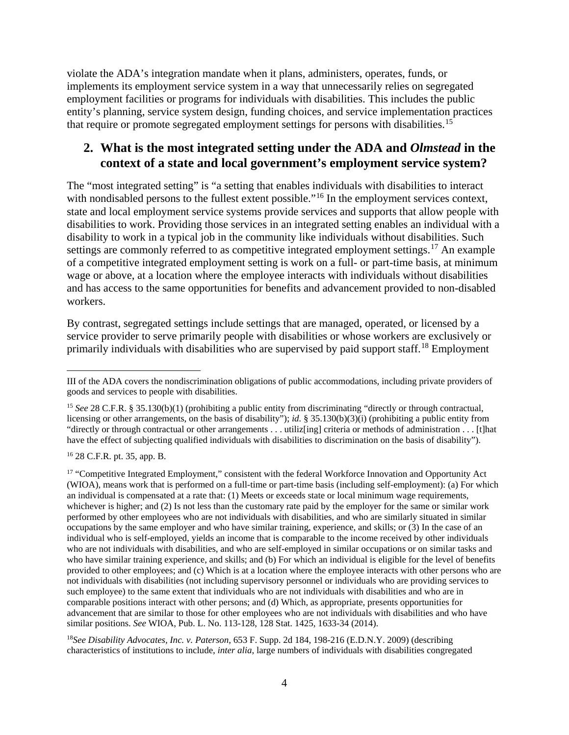violate the ADA's integration mandate when it plans, administers, operates, funds, or implements its employment service system in a way that unnecessarily relies on segregated employment facilities or programs for individuals with disabilities. This includes the public entity's planning, service system design, funding choices, and service implementation practices that require or promote segregated employment settings for persons with disabilities.[15]

## 2. What is the most integrated setting under the ADA and *Olmstead* in the context of a state and local government's employment service system?

The "most integrated setting" is "a setting that enables individuals with disabilities to interact with nondisabled persons to the fullest extent possible."[16] In the employment services context, state and local employment service systems provide services and supports that allow people with disabilities to work. Providing those services in an integrated setting enables an individual with a disability to work in a typical job in the community like individuals without disabilities. Such settings are commonly referred to as competitive integrated employment settings.[17] An example of a competitive integrated employment setting is work on a full- or part-time basis, at minimum wage or above, at a location where the employee interacts with individuals without disabilities and has access to the same opportunities for benefits and advancement provided to non-disabled workers.

By contrast, segregated settings include settings that are managed, operated, or licensed by a service provider to serve primarily people with disabilities or whose workers are exclusively or primarily individuals with disabilities who are supervised by paid support staff.[18] Employment

---

III of the ADA covers the nondiscrimination obligations of public accommodations, including private providers of goods and services to people with disabilities.

[15] *See* 28 C.F.R. § 35.130(b)(1) (prohibiting a public entity from discriminating "directly or through contractual, licensing or other arrangements, on the basis of disability"); *id*. § 35.130(b)(3)(i) (prohibiting a public entity from "directly or through contractual or other arrangements . . . utiliz[ing] criteria or methods of administration . . . [t]hat have the effect of subjecting qualified individuals with disabilities to discrimination on the basis of disability").

[16] 28 C.F.R. pt. 35, app. B.

[17] "Competitive Integrated Employment," consistent with the federal Workforce Innovation and Opportunity Act (WIOA), means work that is performed on a full-time or part-time basis (including self-employment): (a) For which an individual is compensated at a rate that: (1) Meets or exceeds state or local minimum wage requirements, whichever is higher; and (2) Is not less than the customary rate paid by the employer for the same or similar work performed by other employees who are not individuals with disabilities, and who are similarly situated in similar occupations by the same employer and who have similar training, experience, and skills; or (3) In the case of an individual who is self-employed, yields an income that is comparable to the income received by other individuals who are not individuals with disabilities, and who are self-employed in similar occupations or on similar tasks and who have similar training experience, and skills; and (b) For which an individual is eligible for the level of benefits provided to other employees; and (c) Which is at a location where the employee interacts with other persons who are not individuals with disabilities (not including supervisory personnel or individuals who are providing services to such employee) to the same extent that individuals who are not individuals with disabilities and who are in comparable positions interact with other persons; and (d) Which, as appropriate, presents opportunities for advancement that are similar to those for other employees who are not individuals with disabilities and who have similar positions. *See* WIOA, Pub. L. No. 113-128, 128 Stat. 1425, 1633-34 (2014).

[18] *See Disability Advocates, Inc. v. Paterson*, 653 F. Supp. 2d 184, 198-216 (E.D.N.Y. 2009) (describing characteristics of institutions to include, *inter alia*, large numbers of individuals with disabilities congregated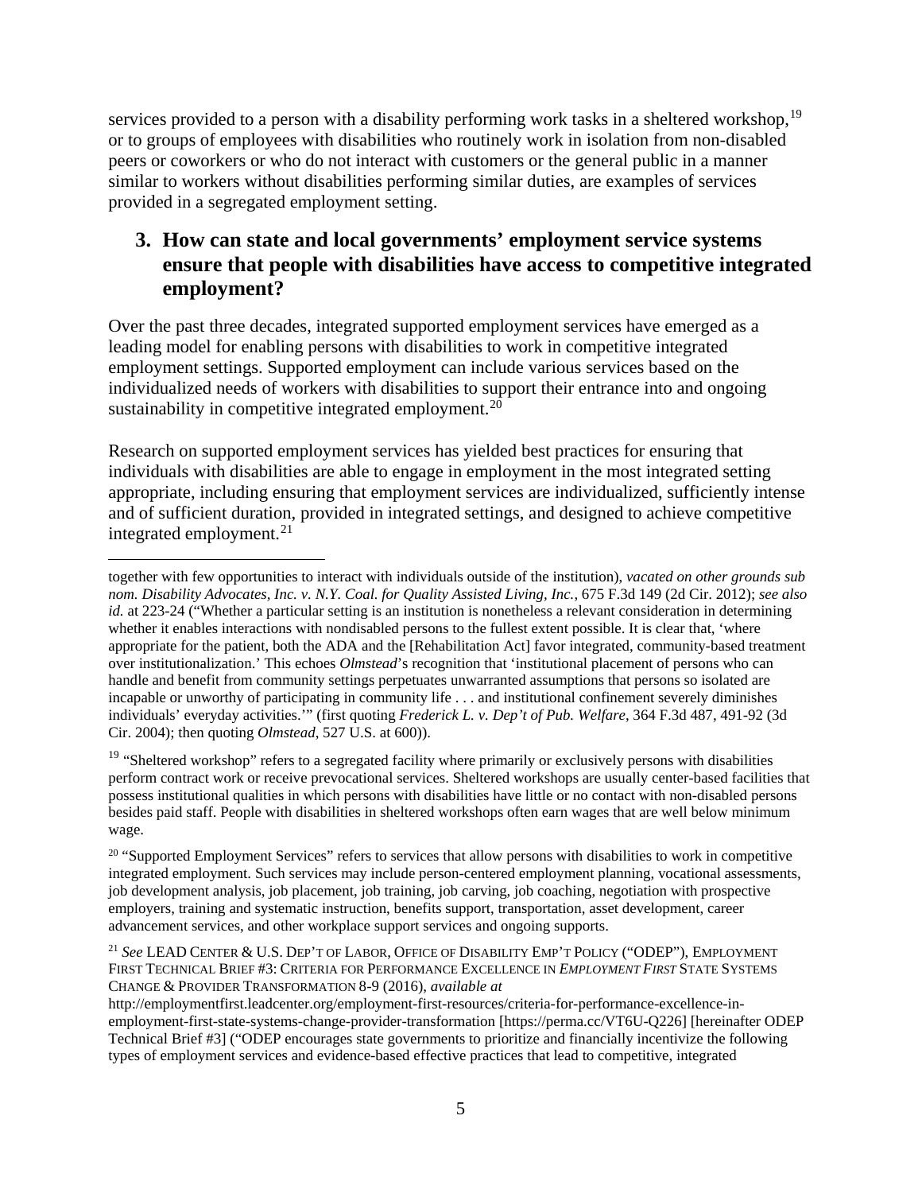services provided to a person with a disability performing work tasks in a sheltered workshop,[19] or to groups of employees with disabilities who routinely work in isolation from non-disabled peers or coworkers or who do not interact with customers or the general public in a manner similar to workers without disabilities performing similar duties, are examples of services provided in a segregated employment setting.

### 3. How can state and local governments' employment service systems ensure that people with disabilities have access to competitive integrated employment?

Over the past three decades, integrated supported employment services have emerged as a leading model for enabling persons with disabilities to work in competitive integrated employment settings. Supported employment can include various services based on the individualized needs of workers with disabilities to support their entrance into and ongoing sustainability in competitive integrated employment.[20]

Research on supported employment services has yielded best practices for ensuring that individuals with disabilities are able to engage in employment in the most integrated setting appropriate, including ensuring that employment services are individualized, sufficiently intense and of sufficient duration, provided in integrated settings, and designed to achieve competitive integrated employment.[21]

---

together with few opportunities to interact with individuals outside of the institution), *vacated on other grounds sub nom. Disability Advocates, Inc. v. N.Y. Coal. for Quality Assisted Living, Inc.*, 675 F.3d 149 (2d Cir. 2012); *see also id.* at 223-24 ("Whether a particular setting is an institution is nonetheless a relevant consideration in determining whether it enables interactions with nondisabled persons to the fullest extent possible. It is clear that, 'where appropriate for the patient, both the ADA and the [Rehabilitation Act] favor integrated, community-based treatment over institutionalization.' This echoes *Olmstead*'s recognition that 'institutional placement of persons who can handle and benefit from community settings perpetuates unwarranted assumptions that persons so isolated are incapable or unworthy of participating in community life . . . and institutional confinement severely diminishes individuals' everyday activities.'" (first quoting *Frederick L. v. Dep't of Pub. Welfare*, 364 F.3d 487, 491-92 (3d Cir. 2004); then quoting *Olmstead*, 527 U.S. at 600)).

[19] "Sheltered workshop" refers to a segregated facility where primarily or exclusively persons with disabilities perform contract work or receive prevocational services. Sheltered workshops are usually center-based facilities that possess institutional qualities in which persons with disabilities have little or no contact with non-disabled persons besides paid staff. People with disabilities in sheltered workshops often earn wages that are well below minimum wage.

[20] "Supported Employment Services" refers to services that allow persons with disabilities to work in competitive integrated employment. Such services may include person-centered employment planning, vocational assessments, job development analysis, job placement, job training, job carving, job coaching, negotiation with prospective employers, training and systematic instruction, benefits support, transportation, asset development, career advancement services, and other workplace support services and ongoing supports.

[21] *See* LEAD CENTER & U.S. DEP'T OF LABOR, OFFICE OF DISABILITY EMP'T POLICY ("ODEP"), EMPLOYMENT FIRST TECHNICAL BRIEF #3: CRITERIA FOR PERFORMANCE EXCELLENCE IN *EMPLOYMENT FIRST* STATE SYSTEMS CHANGE & PROVIDER TRANSFORMATION 8-9 (2016), *available at* http://employmentfirst.leadcenter.org/employment-first-resources/criteria-for-performance-excellence-in-employment-first-state-systems-change-provider-transformation [https://perma.cc/VT6U-Q226] [hereinafter ODEP Technical Brief #3] ("ODEP encourages state governments to prioritize and financially incentivize the following types of employment services and evidence-based effective practices that lead to competitive, integrated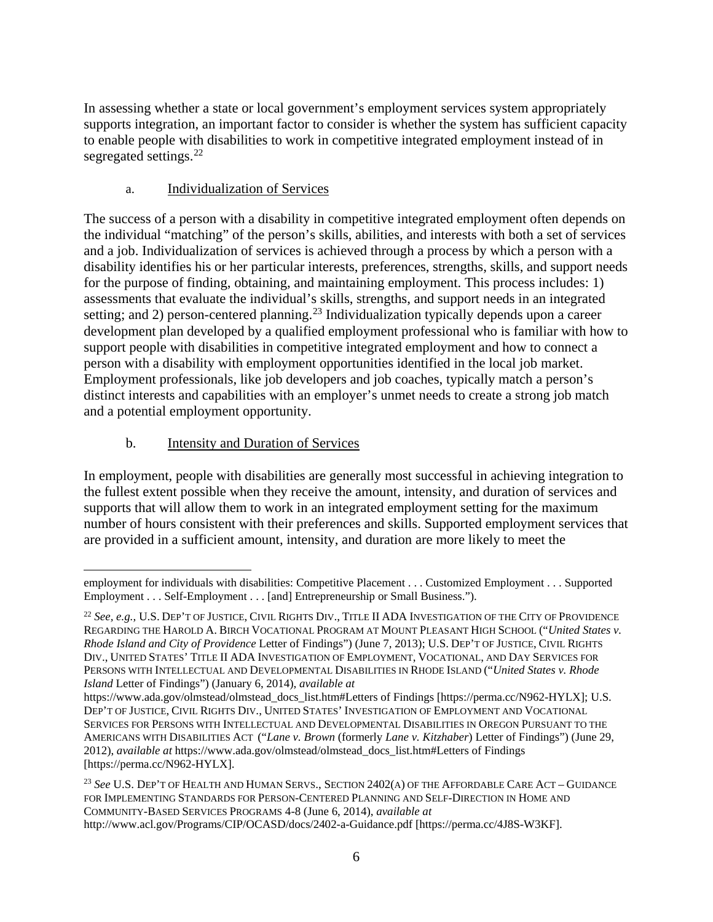In assessing whether a state or local government's employment services system appropriately supports integration, an important factor to consider is whether the system has sufficient capacity to enable people with disabilities to work in competitive integrated employment instead of in segregated settings.[22]

a. Individualization of Services

The success of a person with a disability in competitive integrated employment often depends on the individual "matching" of the person's skills, abilities, and interests with both a set of services and a job. Individualization of services is achieved through a process by which a person with a disability identifies his or her particular interests, preferences, strengths, skills, and support needs for the purpose of finding, obtaining, and maintaining employment. This process includes: 1) assessments that evaluate the individual's skills, strengths, and support needs in an integrated setting; and 2) person-centered planning.[23] Individualization typically depends upon a career development plan developed by a qualified employment professional who is familiar with how to support people with disabilities in competitive integrated employment and how to connect a person with a disability with employment opportunities identified in the local job market. Employment professionals, like job developers and job coaches, typically match a person's distinct interests and capabilities with an employer's unmet needs to create a strong job match and a potential employment opportunity.

b. Intensity and Duration of Services

In employment, people with disabilities are generally most successful in achieving integration to the fullest extent possible when they receive the amount, intensity, and duration of services and supports that will allow them to work in an integrated employment setting for the maximum number of hours consistent with their preferences and skills. Supported employment services that are provided in a sufficient amount, intensity, and duration are more likely to meet the

---

employment for individuals with disabilities: Competitive Placement . . . Customized Employment . . . Supported Employment . . . Self-Employment . . . [and] Entrepreneurship or Small Business.").

[22] *See, e.g.,* U.S. Dep't of Justice, Civil Rights Div., Title II ADA Investigation of the City of Providence Regarding the Harold A. Birch Vocational Program at Mount Pleasant High School ("*United States v. Rhode Island and City of Providence* Letter of Findings") (June 7, 2013); U.S. Dep't of Justice, Civil Rights Div., United States' Title II ADA Investigation of Employment, Vocational, and Day Services for Persons with Intellectual and Developmental Disabilities in Rhode Island ("*United States v. Rhode Island* Letter of Findings") (January 6, 2014), *available at* https://www.ada.gov/olmstead/olmstead_docs_list.htm#Letters of Findings [https://perma.cc/N962-HYLX]; U.S. Dep't of Justice, Civil Rights Div., United States' Investigation of Employment and Vocational Services for Persons with Intellectual and Developmental Disabilities in Oregon Pursuant to the Americans with Disabilities Act ("*Lane v. Brown* (formerly *Lane v. Kitzhaber*) Letter of Findings") (June 29, 2012), *available at* https://www.ada.gov/olmstead/olmstead_docs_list.htm#Letters of Findings [https://perma.cc/N962-HYLX].

[23] *See* U.S. Dep't of Health and Human Servs., Section 2402(a) of the Affordable Care Act – Guidance for Implementing Standards for Person-Centered Planning and Self-Direction in Home and Community-Based Services Programs 4-8 (June 6, 2014), *available at* http://www.acl.gov/Programs/CIP/OCASD/docs/2402-a-Guidance.pdf [https://perma.cc/4J8S-W3KF].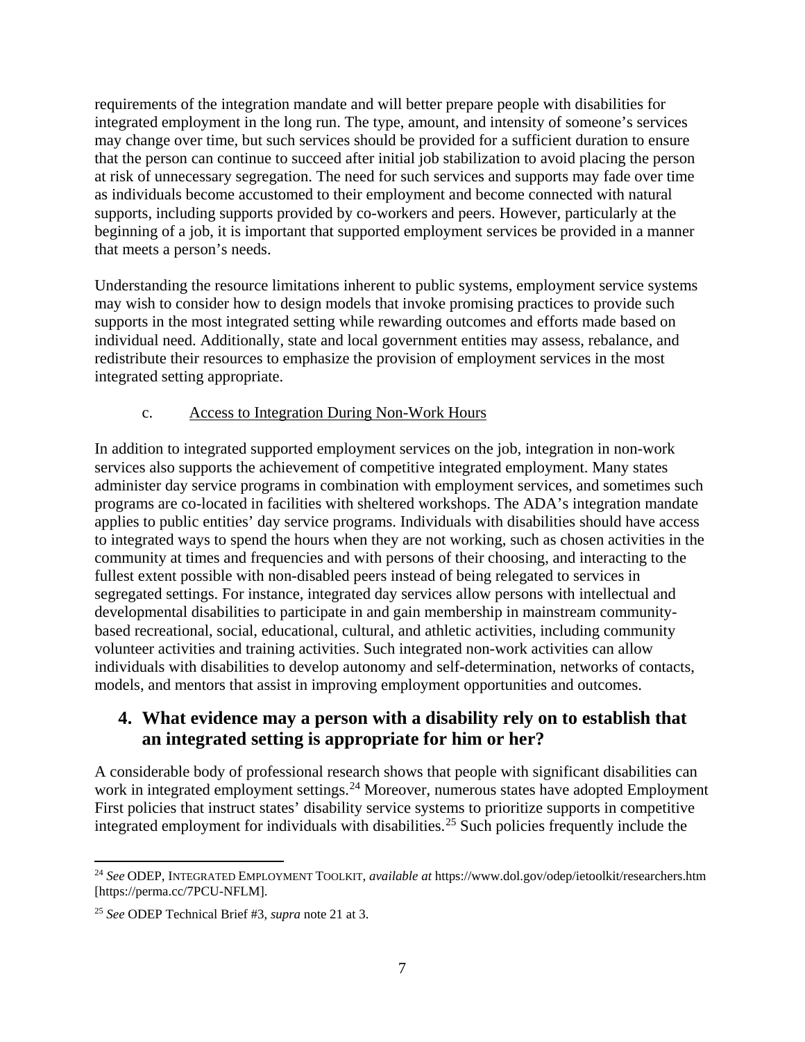requirements of the integration mandate and will better prepare people with disabilities for integrated employment in the long run. The type, amount, and intensity of someone's services may change over time, but such services should be provided for a sufficient duration to ensure that the person can continue to succeed after initial job stabilization to avoid placing the person at risk of unnecessary segregation. The need for such services and supports may fade over time as individuals become accustomed to their employment and become connected with natural supports, including supports provided by co-workers and peers. However, particularly at the beginning of a job, it is important that supported employment services be provided in a manner that meets a person's needs.

Understanding the resource limitations inherent to public systems, employment service systems may wish to consider how to design models that invoke promising practices to provide such supports in the most integrated setting while rewarding outcomes and efforts made based on individual need. Additionally, state and local government entities may assess, rebalance, and redistribute their resources to emphasize the provision of employment services in the most integrated setting appropriate.

c. Access to Integration During Non-Work Hours

In addition to integrated supported employment services on the job, integration in non-work services also supports the achievement of competitive integrated employment. Many states administer day service programs in combination with employment services, and sometimes such programs are co-located in facilities with sheltered workshops. The ADA's integration mandate applies to public entities' day service programs. Individuals with disabilities should have access to integrated ways to spend the hours when they are not working, such as chosen activities in the community at times and frequencies and with persons of their choosing, and interacting to the fullest extent possible with non-disabled peers instead of being relegated to services in segregated settings. For instance, integrated day services allow persons with intellectual and developmental disabilities to participate in and gain membership in mainstream community-based recreational, social, educational, cultural, and athletic activities, including community volunteer activities and training activities. Such integrated non-work activities can allow individuals with disabilities to develop autonomy and self-determination, networks of contacts, models, and mentors that assist in improving employment opportunities and outcomes.

## 4. What evidence may a person with a disability rely on to establish that an integrated setting is appropriate for him or her?

A considerable body of professional research shows that people with significant disabilities can work in integrated employment settings.[24] Moreover, numerous states have adopted Employment First policies that instruct states' disability service systems to prioritize supports in competitive integrated employment for individuals with disabilities.[25] Such policies frequently include the

---

[24] *See* ODEP, INTEGRATED EMPLOYMENT TOOLKIT, *available at* https://www.dol.gov/odep/ietoolkit/researchers.htm [https://perma.cc/7PCU-NFLM].

[25] *See* ODEP Technical Brief #3, *supra* note 21 at 3.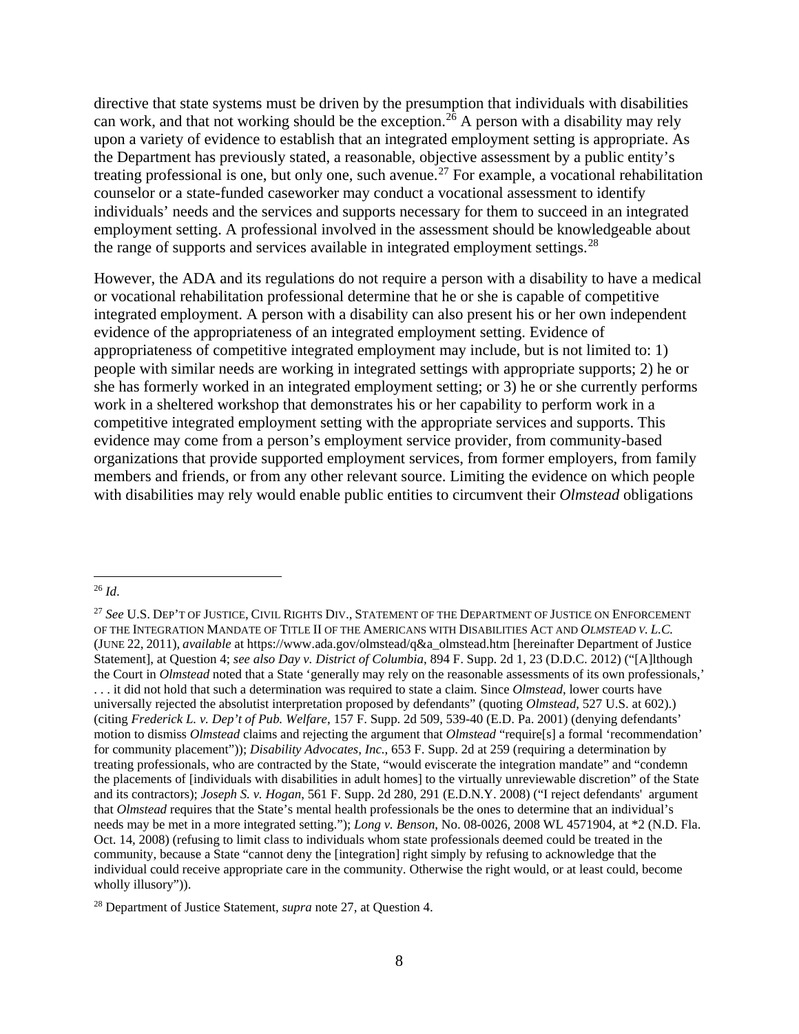directive that state systems must be driven by the presumption that individuals with disabilities can work, and that not working should be the exception.[26] A person with a disability may rely upon a variety of evidence to establish that an integrated employment setting is appropriate. As the Department has previously stated, a reasonable, objective assessment by a public entity's treating professional is one, but only one, such avenue.[27] For example, a vocational rehabilitation counselor or a state-funded caseworker may conduct a vocational assessment to identify individuals' needs and the services and supports necessary for them to succeed in an integrated employment setting. A professional involved in the assessment should be knowledgeable about the range of supports and services available in integrated employment settings.[28]

However, the ADA and its regulations do not require a person with a disability to have a medical or vocational rehabilitation professional determine that he or she is capable of competitive integrated employment. A person with a disability can also present his or her own independent evidence of the appropriateness of an integrated employment setting. Evidence of appropriateness of competitive integrated employment may include, but is not limited to: 1) people with similar needs are working in integrated settings with appropriate supports; 2) he or she has formerly worked in an integrated employment setting; or 3) he or she currently performs work in a sheltered workshop that demonstrates his or her capability to perform work in a competitive integrated employment setting with the appropriate services and supports. This evidence may come from a person's employment service provider, from community-based organizations that provide supported employment services, from former employers, from family members and friends, or from any other relevant source. Limiting the evidence on which people with disabilities may rely would enable public entities to circumvent their *Olmstead* obligations

---

[26] *Id*.

[27] *See* U.S. DEP'T OF JUSTICE, CIVIL RIGHTS DIV., STATEMENT OF THE DEPARTMENT OF JUSTICE ON ENFORCEMENT OF THE INTEGRATION MANDATE OF TITLE II OF THE AMERICANS WITH DISABILITIES ACT AND *OLMSTEAD V. L.C.* (JUNE 22, 2011), *available* at https://www.ada.gov/olmstead/q&a_olmstead.htm [hereinafter Department of Justice Statement], at Question 4; *see also Day v. District of Columbia*, 894 F. Supp. 2d 1, 23 (D.D.C. 2012) ("[A]lthough the Court in *Olmstead* noted that a State 'generally may rely on the reasonable assessments of its own professionals,' . . . it did not hold that such a determination was required to state a claim. Since *Olmstead*, lower courts have universally rejected the absolutist interpretation proposed by defendants" (quoting *Olmstead*, 527 U.S. at 602).) (citing *Frederick L. v. Dep't of Pub. Welfare*, 157 F. Supp. 2d 509, 539-40 (E.D. Pa. 2001) (denying defendants' motion to dismiss *Olmstead* claims and rejecting the argument that *Olmstead* "require[s] a formal 'recommendation' for community placement")); *Disability Advocates, Inc.*, 653 F. Supp. 2d at 259 (requiring a determination by treating professionals, who are contracted by the State, "would eviscerate the integration mandate" and "condemn the placements of [individuals with disabilities in adult homes] to the virtually unreviewable discretion" of the State and its contractors); *Joseph S. v. Hogan*, 561 F. Supp. 2d 280, 291 (E.D.N.Y. 2008) ("I reject defendants' argument that *Olmstead* requires that the State's mental health professionals be the ones to determine that an individual's needs may be met in a more integrated setting."); *Long v. Benson*, No. 08-0026, 2008 WL 4571904, at *2 (N.D. Fla. Oct. 14, 2008) (refusing to limit class to individuals whom state professionals deemed could be treated in the community, because a State "cannot deny the [integration] right simply by refusing to acknowledge that the individual could receive appropriate care in the community. Otherwise the right would, or at least could, become wholly illusory")).

[28] Department of Justice Statement, *supra* note 27, at Question 4.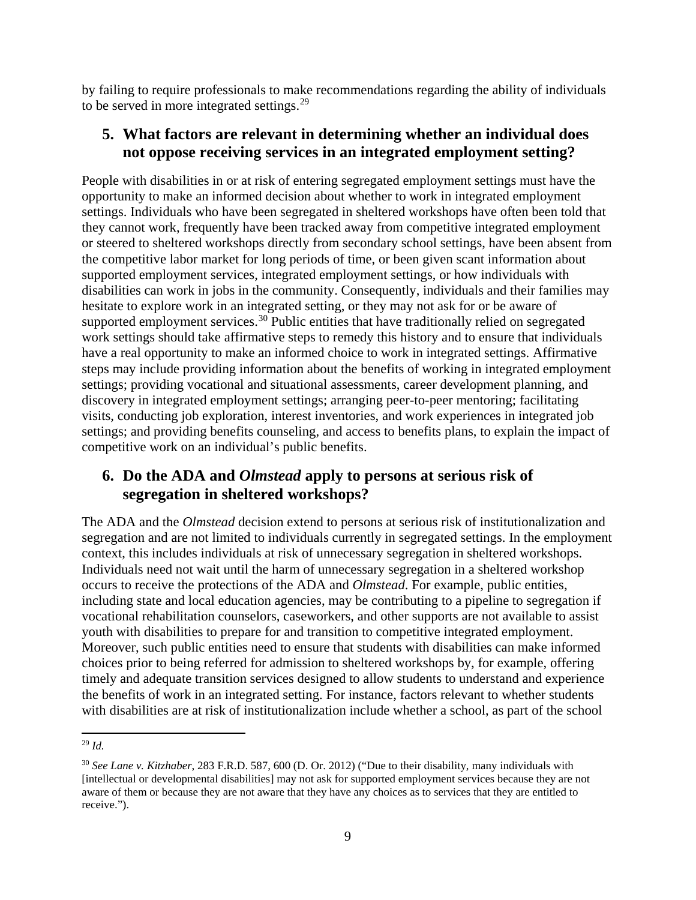by failing to require professionals to make recommendations regarding the ability of individuals to be served in more integrated settings.[29]

## 5. What factors are relevant in determining whether an individual does not oppose receiving services in an integrated employment setting?

People with disabilities in or at risk of entering segregated employment settings must have the opportunity to make an informed decision about whether to work in integrated employment settings. Individuals who have been segregated in sheltered workshops have often been told that they cannot work, frequently have been tracked away from competitive integrated employment or steered to sheltered workshops directly from secondary school settings, have been absent from the competitive labor market for long periods of time, or been given scant information about supported employment services, integrated employment settings, or how individuals with disabilities can work in jobs in the community. Consequently, individuals and their families may hesitate to explore work in an integrated setting, or they may not ask for or be aware of supported employment services.[30] Public entities that have traditionally relied on segregated work settings should take affirmative steps to remedy this history and to ensure that individuals have a real opportunity to make an informed choice to work in integrated settings. Affirmative steps may include providing information about the benefits of working in integrated employment settings; providing vocational and situational assessments, career development planning, and discovery in integrated employment settings; arranging peer-to-peer mentoring; facilitating visits, conducting job exploration, interest inventories, and work experiences in integrated job settings; and providing benefits counseling, and access to benefits plans, to explain the impact of competitive work on an individual's public benefits.

## 6. Do the ADA and *Olmstead* apply to persons at serious risk of segregation in sheltered workshops?

The ADA and the *Olmstead* decision extend to persons at serious risk of institutionalization and segregation and are not limited to individuals currently in segregated settings. In the employment context, this includes individuals at risk of unnecessary segregation in sheltered workshops. Individuals need not wait until the harm of unnecessary segregation in a sheltered workshop occurs to receive the protections of the ADA and *Olmstead*. For example, public entities, including state and local education agencies, may be contributing to a pipeline to segregation if vocational rehabilitation counselors, caseworkers, and other supports are not available to assist youth with disabilities to prepare for and transition to competitive integrated employment. Moreover, such public entities need to ensure that students with disabilities can make informed choices prior to being referred for admission to sheltered workshops by, for example, offering timely and adequate transition services designed to allow students to understand and experience the benefits of work in an integrated setting. For instance, factors relevant to whether students with disabilities are at risk of institutionalization include whether a school, as part of the school

---

[29] *Id.*

[30] *See Lane v. Kitzhaber*, 283 F.R.D. 587, 600 (D. Or. 2012) ("Due to their disability, many individuals with [intellectual or developmental disabilities] may not ask for supported employment services because they are not aware of them or because they are not aware that they have any choices as to services that they are entitled to receive.").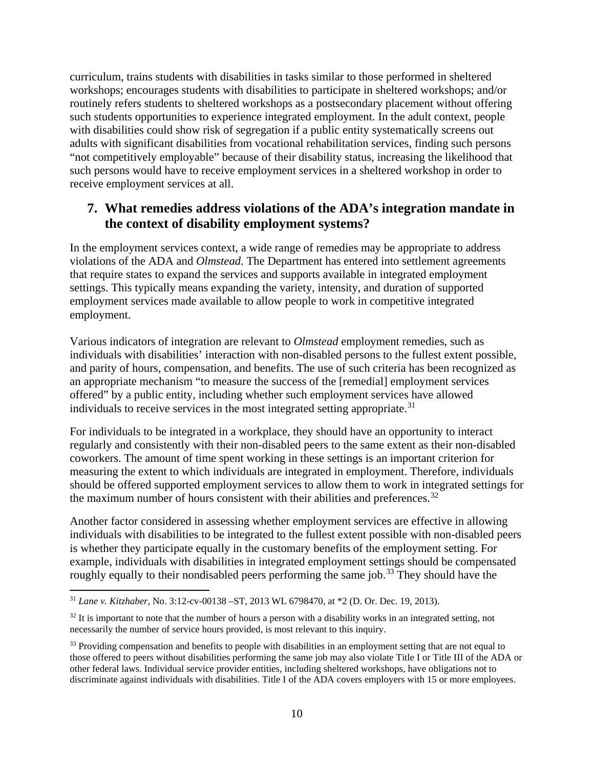curriculum, trains students with disabilities in tasks similar to those performed in sheltered workshops; encourages students with disabilities to participate in sheltered workshops; and/or routinely refers students to sheltered workshops as a postsecondary placement without offering such students opportunities to experience integrated employment. In the adult context, people with disabilities could show risk of segregation if a public entity systematically screens out adults with significant disabilities from vocational rehabilitation services, finding such persons "not competitively employable" because of their disability status, increasing the likelihood that such persons would have to receive employment services in a sheltered workshop in order to receive employment services at all.

## 7. What remedies address violations of the ADA's integration mandate in the context of disability employment systems?

In the employment services context, a wide range of remedies may be appropriate to address violations of the ADA and *Olmstead*. The Department has entered into settlement agreements that require states to expand the services and supports available in integrated employment settings. This typically means expanding the variety, intensity, and duration of supported employment services made available to allow people to work in competitive integrated employment.

Various indicators of integration are relevant to *Olmstead* employment remedies, such as individuals with disabilities' interaction with non-disabled persons to the fullest extent possible, and parity of hours, compensation, and benefits. The use of such criteria has been recognized as an appropriate mechanism "to measure the success of the [remedial] employment services offered" by a public entity, including whether such employment services have allowed individuals to receive services in the most integrated setting appropriate.[31]

For individuals to be integrated in a workplace, they should have an opportunity to interact regularly and consistently with their non-disabled peers to the same extent as their non-disabled coworkers. The amount of time spent working in these settings is an important criterion for measuring the extent to which individuals are integrated in employment. Therefore, individuals should be offered supported employment services to allow them to work in integrated settings for the maximum number of hours consistent with their abilities and preferences.[32]

Another factor considered in assessing whether employment services are effective in allowing individuals with disabilities to be integrated to the fullest extent possible with non-disabled peers is whether they participate equally in the customary benefits of the employment setting. For example, individuals with disabilities in integrated employment settings should be compensated roughly equally to their nondisabled peers performing the same job.[33] They should have the

---

[31] *Lane v. Kitzhaber*, No. 3:12-cv-00138 –ST, 2013 WL 6798470, at *2 (D. Or. Dec. 19, 2013).

[32] It is important to note that the number of hours a person with a disability works in an integrated setting, not necessarily the number of service hours provided, is most relevant to this inquiry.

[33] Providing compensation and benefits to people with disabilities in an employment setting that are not equal to those offered to peers without disabilities performing the same job may also violate Title I or Title III of the ADA or other federal laws. Individual service provider entities, including sheltered workshops, have obligations not to discriminate against individuals with disabilities. Title I of the ADA covers employers with 15 or more employees.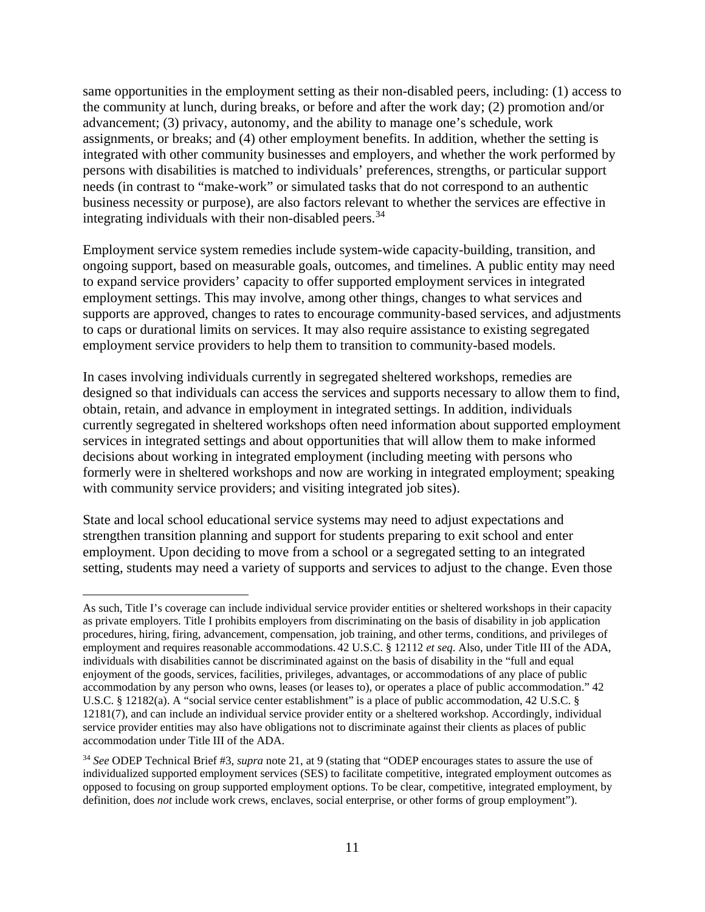same opportunities in the employment setting as their non-disabled peers, including: (1) access to the community at lunch, during breaks, or before and after the work day; (2) promotion and/or advancement; (3) privacy, autonomy, and the ability to manage one's schedule, work assignments, or breaks; and (4) other employment benefits. In addition, whether the setting is integrated with other community businesses and employers, and whether the work performed by persons with disabilities is matched to individuals' preferences, strengths, or particular support needs (in contrast to "make-work" or simulated tasks that do not correspond to an authentic business necessity or purpose), are also factors relevant to whether the services are effective in integrating individuals with their non-disabled peers.[34]

Employment service system remedies include system-wide capacity-building, transition, and ongoing support, based on measurable goals, outcomes, and timelines. A public entity may need to expand service providers' capacity to offer supported employment services in integrated employment settings. This may involve, among other things, changes to what services and supports are approved, changes to rates to encourage community-based services, and adjustments to caps or durational limits on services. It may also require assistance to existing segregated employment service providers to help them to transition to community-based models.

In cases involving individuals currently in segregated sheltered workshops, remedies are designed so that individuals can access the services and supports necessary to allow them to find, obtain, retain, and advance in employment in integrated settings. In addition, individuals currently segregated in sheltered workshops often need information about supported employment services in integrated settings and about opportunities that will allow them to make informed decisions about working in integrated employment (including meeting with persons who formerly were in sheltered workshops and now are working in integrated employment; speaking with community service providers; and visiting integrated job sites).

State and local school educational service systems may need to adjust expectations and strengthen transition planning and support for students preparing to exit school and enter employment. Upon deciding to move from a school or a segregated setting to an integrated setting, students may need a variety of supports and services to adjust to the change. Even those

---

As such, Title I's coverage can include individual service provider entities or sheltered workshops in their capacity as private employers. Title I prohibits employers from discriminating on the basis of disability in job application procedures, hiring, firing, advancement, compensation, job training, and other terms, conditions, and privileges of employment and requires reasonable accommodations. 42 U.S.C. § 12112 *et seq*. Also, under Title III of the ADA, individuals with disabilities cannot be discriminated against on the basis of disability in the "full and equal enjoyment of the goods, services, facilities, privileges, advantages, or accommodations of any place of public accommodation by any person who owns, leases (or leases to), or operates a place of public accommodation." 42 U.S.C. § 12182(a). A "social service center establishment" is a place of public accommodation, 42 U.S.C. § 12181(7), and can include an individual service provider entity or a sheltered workshop. Accordingly, individual service provider entities may also have obligations not to discriminate against their clients as places of public accommodation under Title III of the ADA.

[34] *See* ODEP Technical Brief #3, *supra* note 21, at 9 (stating that "ODEP encourages states to assure the use of individualized supported employment services (SES) to facilitate competitive, integrated employment outcomes as opposed to focusing on group supported employment options. To be clear, competitive, integrated employment, by definition, does *not* include work crews, enclaves, social enterprise, or other forms of group employment").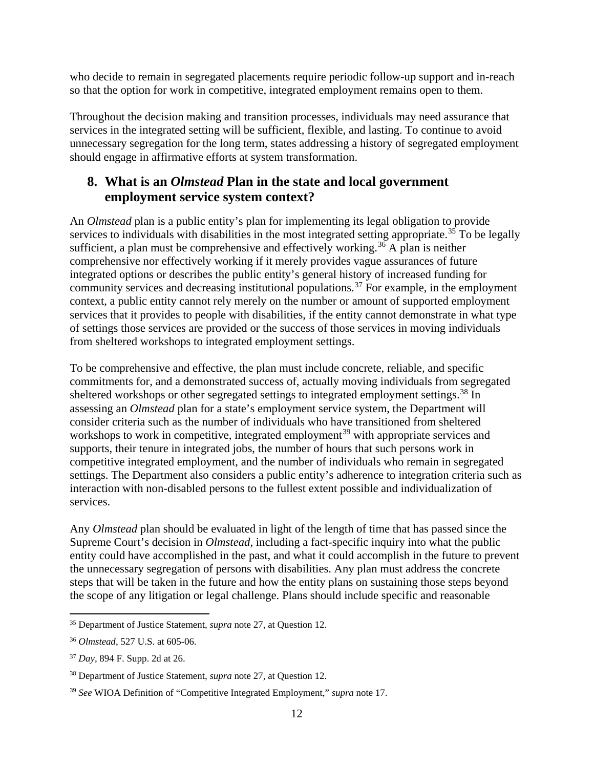who decide to remain in segregated placements require periodic follow-up support and in-reach so that the option for work in competitive, integrated employment remains open to them.

Throughout the decision making and transition processes, individuals may need assurance that services in the integrated setting will be sufficient, flexible, and lasting. To continue to avoid unnecessary segregation for the long term, states addressing a history of segregated employment should engage in affirmative efforts at system transformation.

## 8. What is an *Olmstead* Plan in the state and local government employment service system context?

An *Olmstead* plan is a public entity's plan for implementing its legal obligation to provide services to individuals with disabilities in the most integrated setting appropriate.[35] To be legally sufficient, a plan must be comprehensive and effectively working.[36] A plan is neither comprehensive nor effectively working if it merely provides vague assurances of future integrated options or describes the public entity's general history of increased funding for community services and decreasing institutional populations.[37] For example, in the employment context, a public entity cannot rely merely on the number or amount of supported employment services that it provides to people with disabilities, if the entity cannot demonstrate in what type of settings those services are provided or the success of those services in moving individuals from sheltered workshops to integrated employment settings.

To be comprehensive and effective, the plan must include concrete, reliable, and specific commitments for, and a demonstrated success of, actually moving individuals from segregated sheltered workshops or other segregated settings to integrated employment settings.[38] In assessing an *Olmstead* plan for a state's employment service system, the Department will consider criteria such as the number of individuals who have transitioned from sheltered workshops to work in competitive, integrated employment[39] with appropriate services and supports, their tenure in integrated jobs, the number of hours that such persons work in competitive integrated employment, and the number of individuals who remain in segregated settings. The Department also considers a public entity's adherence to integration criteria such as interaction with non-disabled persons to the fullest extent possible and individualization of services.

Any *Olmstead* plan should be evaluated in light of the length of time that has passed since the Supreme Court's decision in *Olmstead*, including a fact-specific inquiry into what the public entity could have accomplished in the past, and what it could accomplish in the future to prevent the unnecessary segregation of persons with disabilities. Any plan must address the concrete steps that will be taken in the future and how the entity plans on sustaining those steps beyond the scope of any litigation or legal challenge. Plans should include specific and reasonable

---

[35] Department of Justice Statement, *supra* note 27, at Question 12.

[36] *Olmstead*, 527 U.S. at 605-06.

[37] *Day*, 894 F. Supp. 2d at 26.

[38] Department of Justice Statement, *supra* note 27, at Question 12.

[39] *See* WIOA Definition of "Competitive Integrated Employment," *supra* note 17.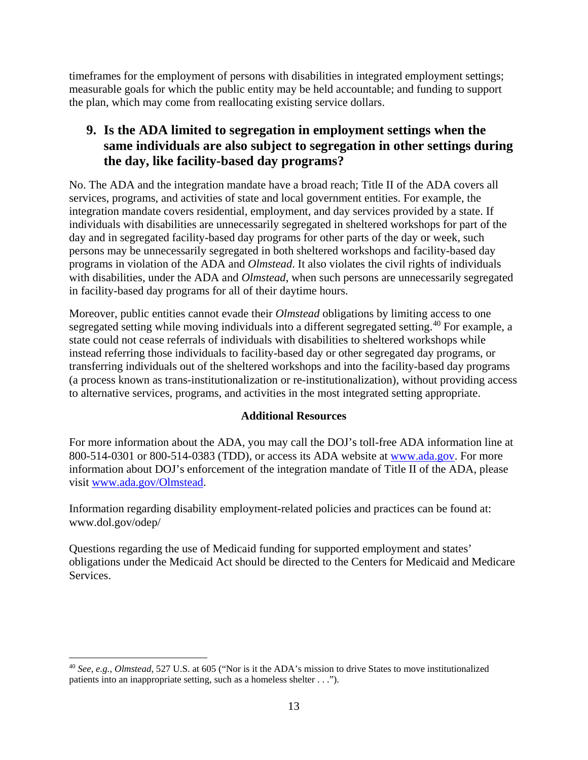timeframes for the employment of persons with disabilities in integrated employment settings; measurable goals for which the public entity may be held accountable; and funding to support the plan, which may come from reallocating existing service dollars.

## 9. Is the ADA limited to segregation in employment settings when the same individuals are also subject to segregation in other settings during the day, like facility-based day programs?

No. The ADA and the integration mandate have a broad reach; Title II of the ADA covers all services, programs, and activities of state and local government entities. For example, the integration mandate covers residential, employment, and day services provided by a state. If individuals with disabilities are unnecessarily segregated in sheltered workshops for part of the day and in segregated facility-based day programs for other parts of the day or week, such persons may be unnecessarily segregated in both sheltered workshops and facility-based day programs in violation of the ADA and *Olmstead*. It also violates the civil rights of individuals with disabilities, under the ADA and *Olmstead*, when such persons are unnecessarily segregated in facility-based day programs for all of their daytime hours.

Moreover, public entities cannot evade their *Olmstead* obligations by limiting access to one segregated setting while moving individuals into a different segregated setting.[40] For example, a state could not cease referrals of individuals with disabilities to sheltered workshops while instead referring those individuals to facility-based day or other segregated day programs, or transferring individuals out of the sheltered workshops and into the facility-based day programs (a process known as trans-institutionalization or re-institutionalization), without providing access to alternative services, programs, and activities in the most integrated setting appropriate.

**Additional Resources**

For more information about the ADA, you may call the DOJ's toll-free ADA information line at 800-514-0301 or 800-514-0383 (TDD), or access its ADA website at [www.ada.gov](http://www.ada.gov). For more information about DOJ's enforcement of the integration mandate of Title II of the ADA, please visit [www.ada.gov/Olmstead](http://www.ada.gov/Olmstead).

Information regarding disability employment-related policies and practices can be found at: www.dol.gov/odep/

Questions regarding the use of Medicaid funding for supported employment and states' obligations under the Medicaid Act should be directed to the Centers for Medicaid and Medicare Services.

---

[40] *See, e.g.*, *Olmstead*, 527 U.S. at 605 ("Nor is it the ADA's mission to drive States to move institutionalized patients into an inappropriate setting, such as a homeless shelter . . .").